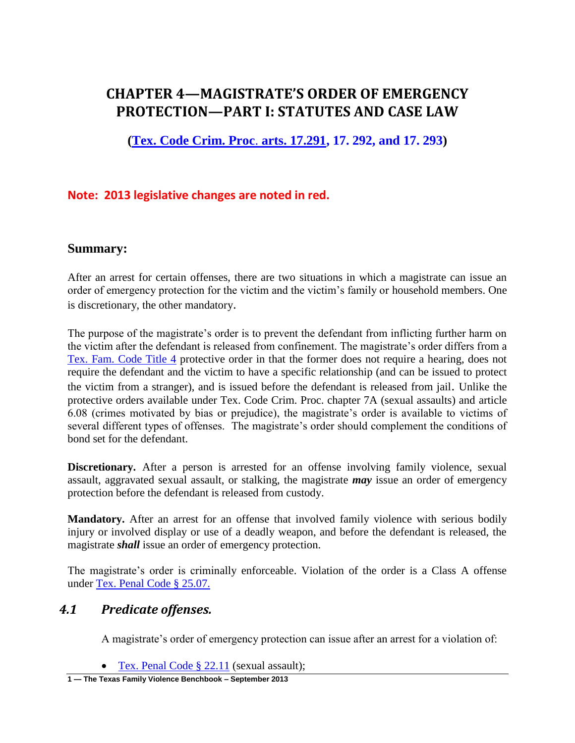# CHAPTER 4—MAGISTRATE'S ORDER OF EMERGENCY PROTECTION—PART I: STATUTES AND CASE LAW

**(Tex. Code Crim. Proc. arts. 17.291, 17. 292, and 17. 293)**

**Note: 2013 legislative changes are noted in red.**

## Summary:

After an arrest for certain offenses, there are two situations in which a magistrate can issue an order of emergency protection for the victim and the victim's family or household members. One is discretionary, the other mandatory.

The purpose of the magistrate's order is to prevent the defendant from inflicting further harm on the victim after the defendant is released from confinement. The magistrate's order differs from a Tex. Fam. Code Title 4 protective order in that the former does not require a hearing, does not require the defendant and the victim to have a specific relationship (and can be issued to protect the victim from a stranger), and is issued before the defendant is released from jail. Unlike the protective orders available under Tex. Code Crim. Proc. chapter 7A (sexual assaults) and article 6.08 (crimes motivated by bias or prejudice), the magistrate's order is available to victims of several different types of offenses. The magistrate's order should complement the conditions of bond set for the defendant.

**Discretionary.** After a person is arrested for an offense involving family violence, sexual assault, aggravated sexual assault, or stalking, the magistrate ***may*** issue an order of emergency protection before the defendant is released from custody.

**Mandatory.** After an arrest for an offense that involved family violence with serious bodily injury or involved display or use of a deadly weapon, and before the defendant is released, the magistrate ***shall*** issue an order of emergency protection.

The magistrate's order is criminally enforceable. Violation of the order is a Class A offense under Tex. Penal Code § 25.07.

## *4.1 Predicate offenses.*

A magistrate's order of emergency protection can issue after an arrest for a violation of:

- Tex. Penal Code § 22.11 (sexual assault);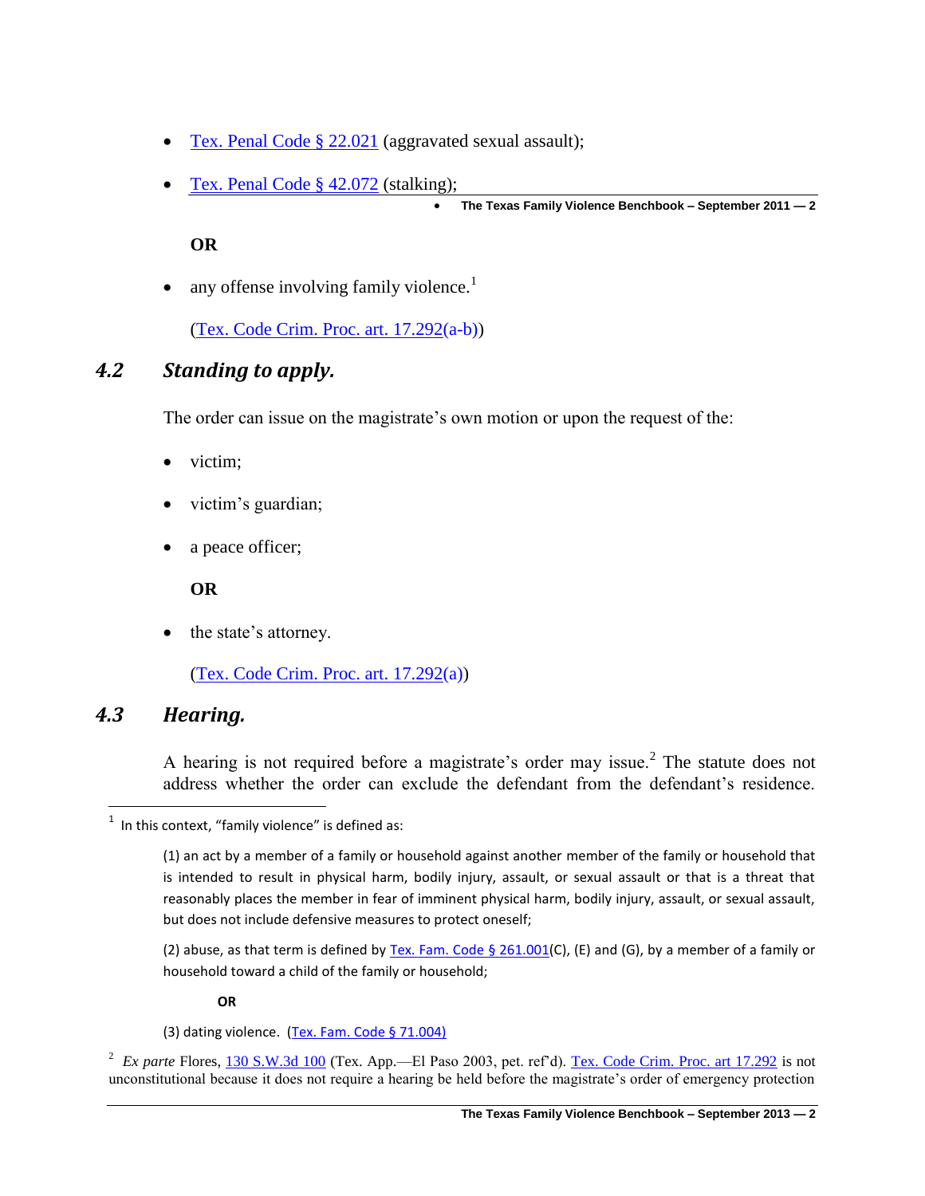- Tex. Penal Code § 22.021 (aggravated sexual assault);
- Tex. Penal Code § 42.072 (stalking);

  **OR**

- any offense involving family violence.[1]

  (Tex. Code Crim. Proc. art. 17.292(a-b))

### 4.2 *Standing to apply.*

The order can issue on the magistrate's own motion or upon the request of the:

- victim;
- victim's guardian;
- a peace officer;

  **OR**

- the state's attorney.

  (Tex. Code Crim. Proc. art. 17.292(a))

### 4.3 *Hearing.*

A hearing is not required before a magistrate's order may issue.[2] The statute does not address whether the order can exclude the defendant from the defendant's residence.

---

[1] In this context, "family violence" is defined as:

> (1) an act by a member of a family or household against another member of the family or household that is intended to result in physical harm, bodily injury, assault, or sexual assault or that is a threat that reasonably places the member in fear of imminent physical harm, bodily injury, assault, or sexual assault, but does not include defensive measures to protect oneself;
>
> (2) abuse, as that term is defined by Tex. Fam. Code § 261.001(C), (E) and (G), by a member of a family or household toward a child of the family or household;
>
> **OR**
>
> (3) dating violence. (Tex. Fam. Code § 71.004)

[2] *Ex parte* Flores, 130 S.W.3d 100 (Tex. App.—El Paso 2003, pet. ref'd). Tex. Code Crim. Proc. art 17.292 is not unconstitutional because it does not require a hearing be held before the magistrate's order of emergency protection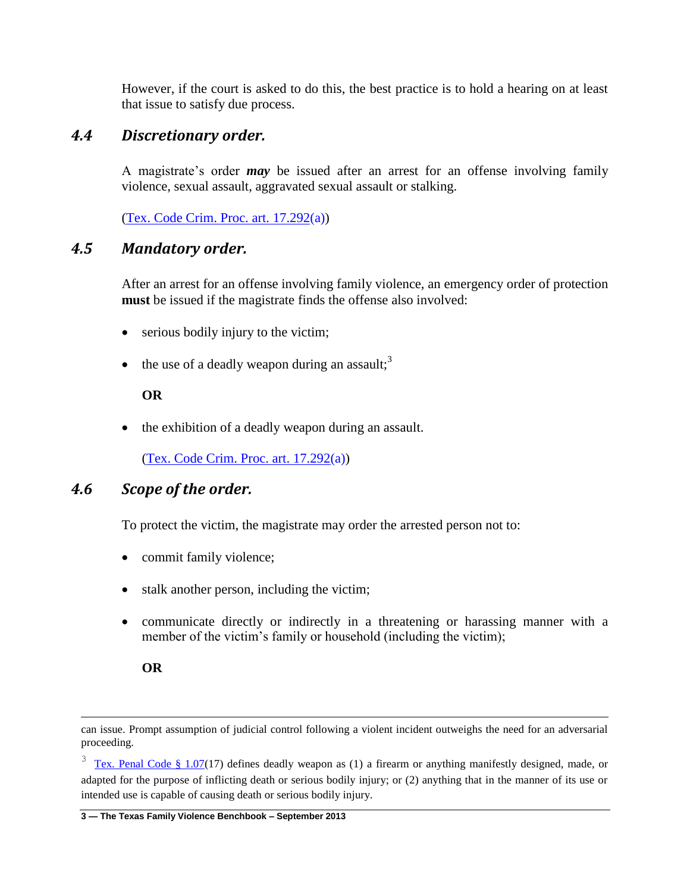However, if the court is asked to do this, the best practice is to hold a hearing on at least that issue to satisfy due process.

## *4.4 Discretionary order.*

A magistrate's order ***may*** be issued after an arrest for an offense involving family violence, sexual assault, aggravated sexual assault or stalking.

(Tex. Code Crim. Proc. art. 17.292(a))

## *4.5 Mandatory order.*

After an arrest for an offense involving family violence, an emergency order of protection **must** be issued if the magistrate finds the offense also involved:

- serious bodily injury to the victim;
- the use of a deadly weapon during an assault;[3]

  **OR**

- the exhibition of a deadly weapon during an assault.

  (Tex. Code Crim. Proc. art. 17.292(a))

## *4.6 Scope of the order.*

To protect the victim, the magistrate may order the arrested person not to:

- commit family violence;
- stalk another person, including the victim;
- communicate directly or indirectly in a threatening or harassing manner with a member of the victim's family or household (including the victim);

  **OR**

---

can issue. Prompt assumption of judicial control following a violent incident outweighs the need for an adversarial proceeding.

[3] Tex. Penal Code § 1.07(17) defines deadly weapon as (1) a firearm or anything manifestly designed, made, or adapted for the purpose of inflicting death or serious bodily injury; or (2) anything that in the manner of its use or intended use is capable of causing death or serious bodily injury.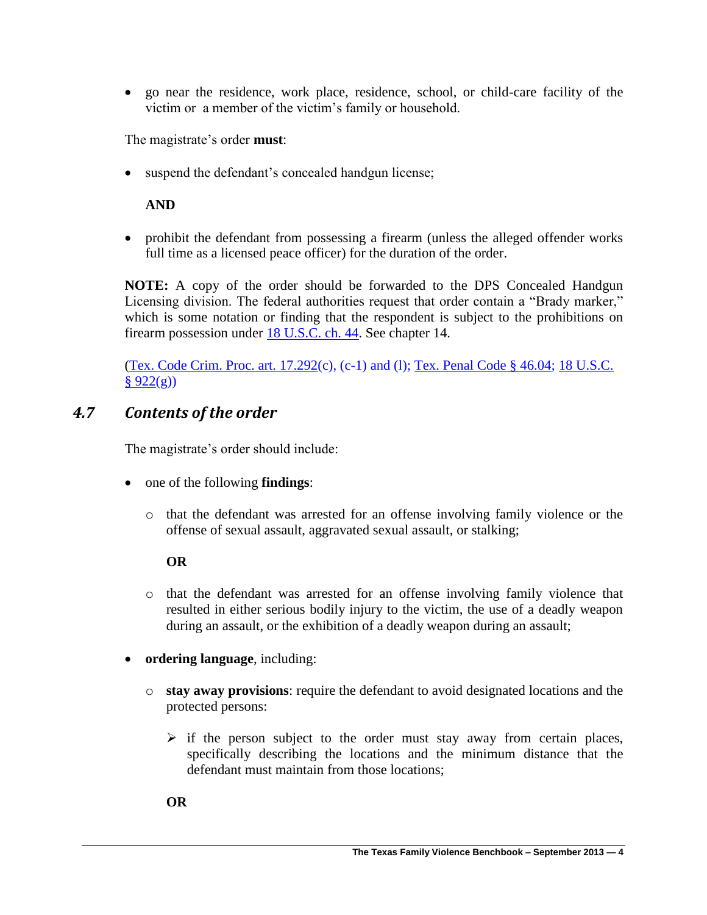- go near the residence, work place, residence, school, or child-care facility of the victim or a member of the victim's family or household.

The magistrate's order **must**:

- suspend the defendant's concealed handgun license;

  **AND**

- prohibit the defendant from possessing a firearm (unless the alleged offender works full time as a licensed peace officer) for the duration of the order.

**NOTE:** A copy of the order should be forwarded to the DPS Concealed Handgun Licensing division. The federal authorities request that order contain a "Brady marker," which is some notation or finding that the respondent is subject to the prohibitions on firearm possession under 18 U.S.C. ch. 44. See chapter 14.

(Tex. Code Crim. Proc. art. 17.292(c), (c-1) and (l); Tex. Penal Code § 46.04; 18 U.S.C. § 922(g))

## *4.7 Contents of the order*

The magistrate's order should include:

- one of the following **findings**:
  - that the defendant was arrested for an offense involving family violence or the offense of sexual assault, aggravated sexual assault, or stalking;

    **OR**

  - that the defendant was arrested for an offense involving family violence that resulted in either serious bodily injury to the victim, the use of a deadly weapon during an assault, or the exhibition of a deadly weapon during an assault;
- **ordering language**, including:
  - **stay away provisions**: require the defendant to avoid designated locations and the protected persons:
    - if the person subject to the order must stay away from certain places, specifically describing the locations and the minimum distance that the defendant must maintain from those locations;

    **OR**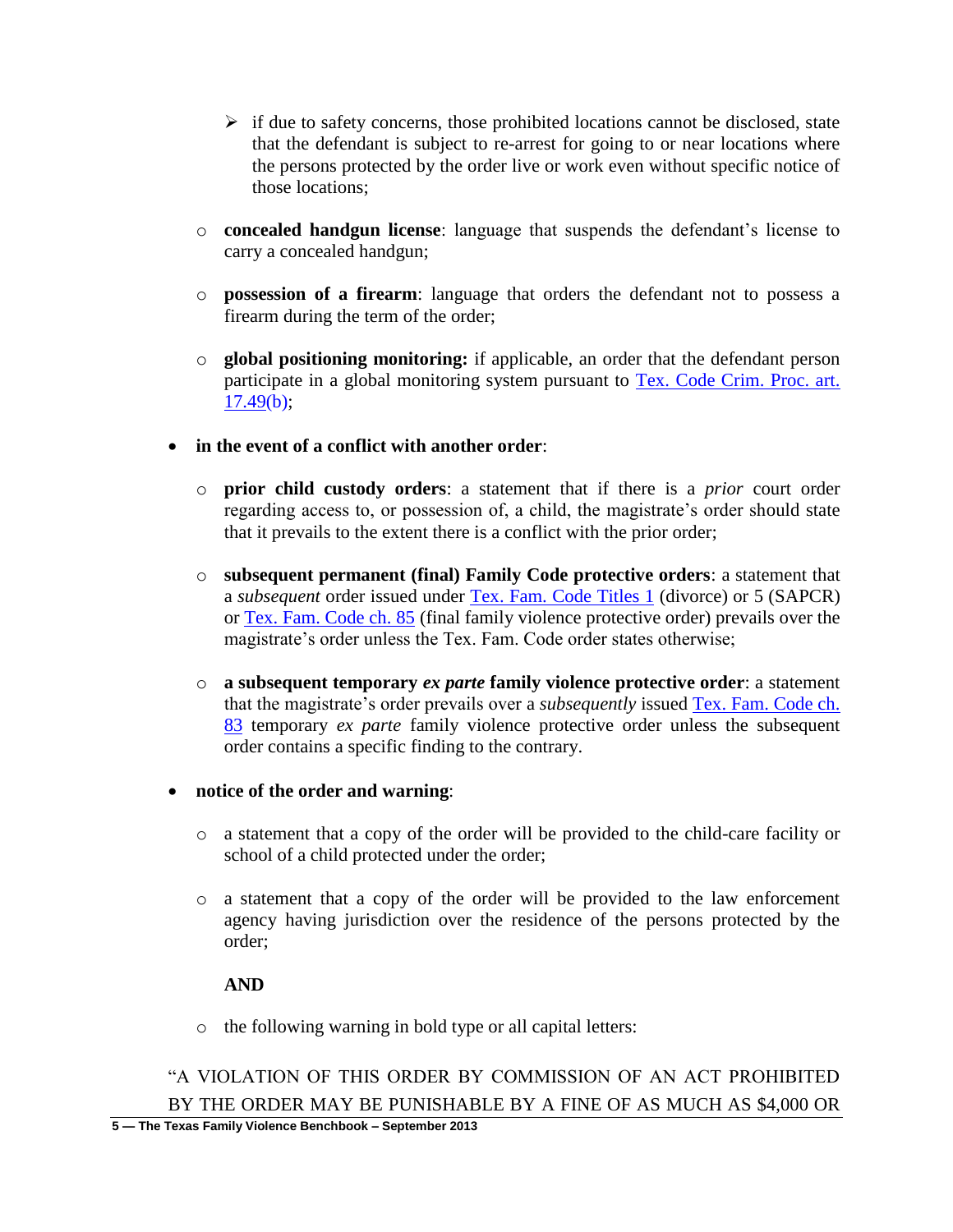- if due to safety concerns, those prohibited locations cannot be disclosed, state that the defendant is subject to re-arrest for going to or near locations where the persons protected by the order live or work even without specific notice of those locations;
  - **concealed handgun license**: language that suspends the defendant's license to carry a concealed handgun;
  - **possession of a firearm**: language that orders the defendant not to possess a firearm during the term of the order;
  - **global positioning monitoring:** if applicable, an order that the defendant person participate in a global monitoring system pursuant to Tex. Code Crim. Proc. art. 17.49(b);

- **in the event of a conflict with another order**:
  - **prior child custody orders**: a statement that if there is a *prior* court order regarding access to, or possession of, a child, the magistrate's order should state that it prevails to the extent there is a conflict with the prior order;
  - **subsequent permanent (final) Family Code protective orders**: a statement that a *subsequent* order issued under Tex. Fam. Code Titles 1 (divorce) or 5 (SAPCR) or Tex. Fam. Code ch. 85 (final family violence protective order) prevails over the magistrate's order unless the Tex. Fam. Code order states otherwise;
  - **a subsequent temporary *ex parte* family violence protective order**: a statement that the magistrate's order prevails over a *subsequently* issued Tex. Fam. Code ch. 83 temporary *ex parte* family violence protective order unless the subsequent order contains a specific finding to the contrary.

- **notice of the order and warning**:
  - a statement that a copy of the order will be provided to the child-care facility or school of a child protected under the order;
  - a statement that a copy of the order will be provided to the law enforcement agency having jurisdiction over the residence of the persons protected by the order;

    **AND**

  - the following warning in bold type or all capital letters:

"A VIOLATION OF THIS ORDER BY COMMISSION OF AN ACT PROHIBITED BY THE ORDER MAY BE PUNISHABLE BY A FINE OF AS MUCH AS $4,000 OR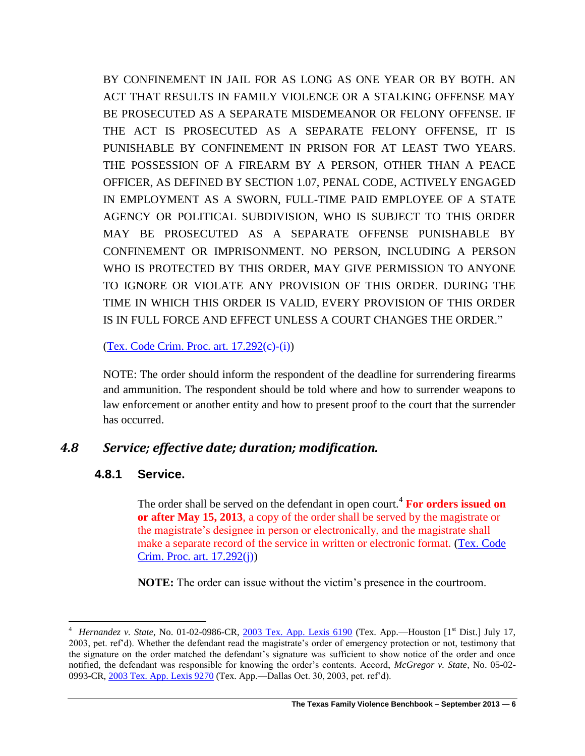BY CONFINEMENT IN JAIL FOR AS LONG AS ONE YEAR OR BY BOTH. AN ACT THAT RESULTS IN FAMILY VIOLENCE OR A STALKING OFFENSE MAY BE PROSECUTED AS A SEPARATE MISDEMEANOR OR FELONY OFFENSE. IF THE ACT IS PROSECUTED AS A SEPARATE FELONY OFFENSE, IT IS PUNISHABLE BY CONFINEMENT IN PRISON FOR AT LEAST TWO YEARS. THE POSSESSION OF A FIREARM BY A PERSON, OTHER THAN A PEACE OFFICER, AS DEFINED BY SECTION 1.07, PENAL CODE, ACTIVELY ENGAGED IN EMPLOYMENT AS A SWORN, FULL-TIME PAID EMPLOYEE OF A STATE AGENCY OR POLITICAL SUBDIVISION, WHO IS SUBJECT TO THIS ORDER MAY BE PROSECUTED AS A SEPARATE OFFENSE PUNISHABLE BY CONFINEMENT OR IMPRISONMENT. NO PERSON, INCLUDING A PERSON WHO IS PROTECTED BY THIS ORDER, MAY GIVE PERMISSION TO ANYONE TO IGNORE OR VIOLATE ANY PROVISION OF THIS ORDER. DURING THE TIME IN WHICH THIS ORDER IS VALID, EVERY PROVISION OF THIS ORDER IS IN FULL FORCE AND EFFECT UNLESS A COURT CHANGES THE ORDER."

(Tex. Code Crim. Proc. art. 17.292(c)-(i))

NOTE: The order should inform the respondent of the deadline for surrendering firearms and ammunition. The respondent should be told where and how to surrender weapons to law enforcement or another entity and how to present proof to the court that the surrender has occurred.

## *4.8 Service; effective date; duration; modification.*

### 4.8.1 Service.

The order shall be served on the defendant in open court.[4] **For orders issued on or after May 15, 2013**, a copy of the order shall be served by the magistrate or the magistrate's designee in person or electronically, and the magistrate shall make a separate record of the service in written or electronic format. (Tex. Code Crim. Proc. art. 17.292(j))

**NOTE:** The order can issue without the victim's presence in the courtroom.

---

[4] *Hernandez v. State*, No. 01-02-0986-CR, 2003 Tex. App. Lexis 6190 (Tex. App.—Houston [1st Dist.] July 17, 2003, pet. ref'd). Whether the defendant read the magistrate's order of emergency protection or not, testimony that the signature on the order matched the defendant's signature was sufficient to show notice of the order and once notified, the defendant was responsible for knowing the order's contents. Accord, *McGregor v. State*, No. 05-02-0993-CR, 2003 Tex. App. Lexis 9270 (Tex. App.—Dallas Oct. 30, 2003, pet. ref'd).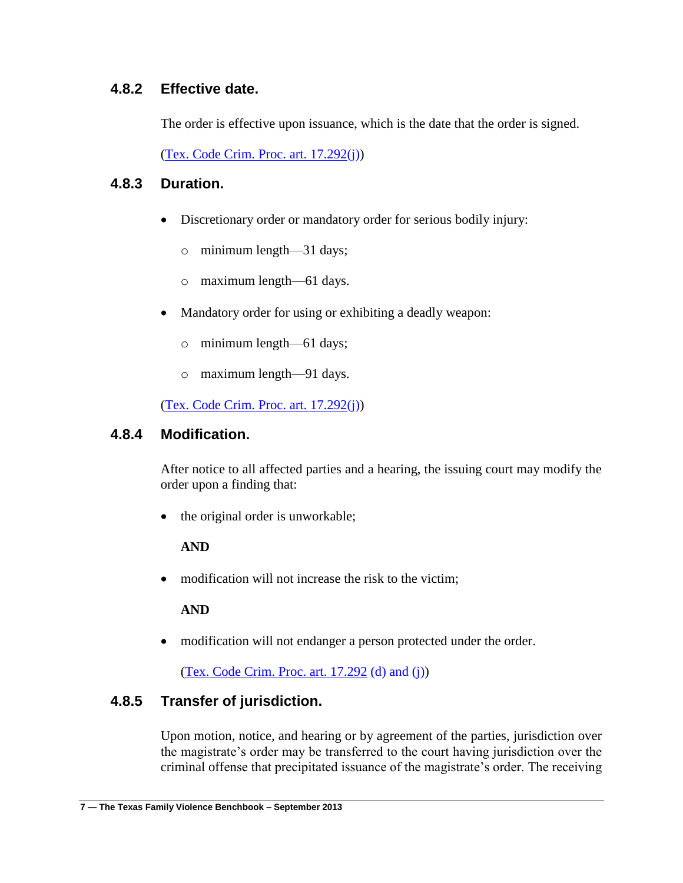### 4.8.2 Effective date.

The order is effective upon issuance, which is the date that the order is signed.

(Tex. Code Crim. Proc. art. 17.292(j))

### 4.8.3 Duration.

- Discretionary order or mandatory order for serious bodily injury:
  - minimum length—31 days;
  - maximum length—61 days.
- Mandatory order for using or exhibiting a deadly weapon:
  - minimum length—61 days;
  - maximum length—91 days.

(Tex. Code Crim. Proc. art. 17.292(j))

### 4.8.4 Modification.

After notice to all affected parties and a hearing, the issuing court may modify the order upon a finding that:

- the original order is unworkable;

  **AND**

- modification will not increase the risk to the victim;

  **AND**

- modification will not endanger a person protected under the order.

  (Tex. Code Crim. Proc. art. 17.292 (d) and (j))

### 4.8.5 Transfer of jurisdiction.

Upon motion, notice, and hearing or by agreement of the parties, jurisdiction over the magistrate's order may be transferred to the court having jurisdiction over the criminal offense that precipitated issuance of the magistrate's order. The receiving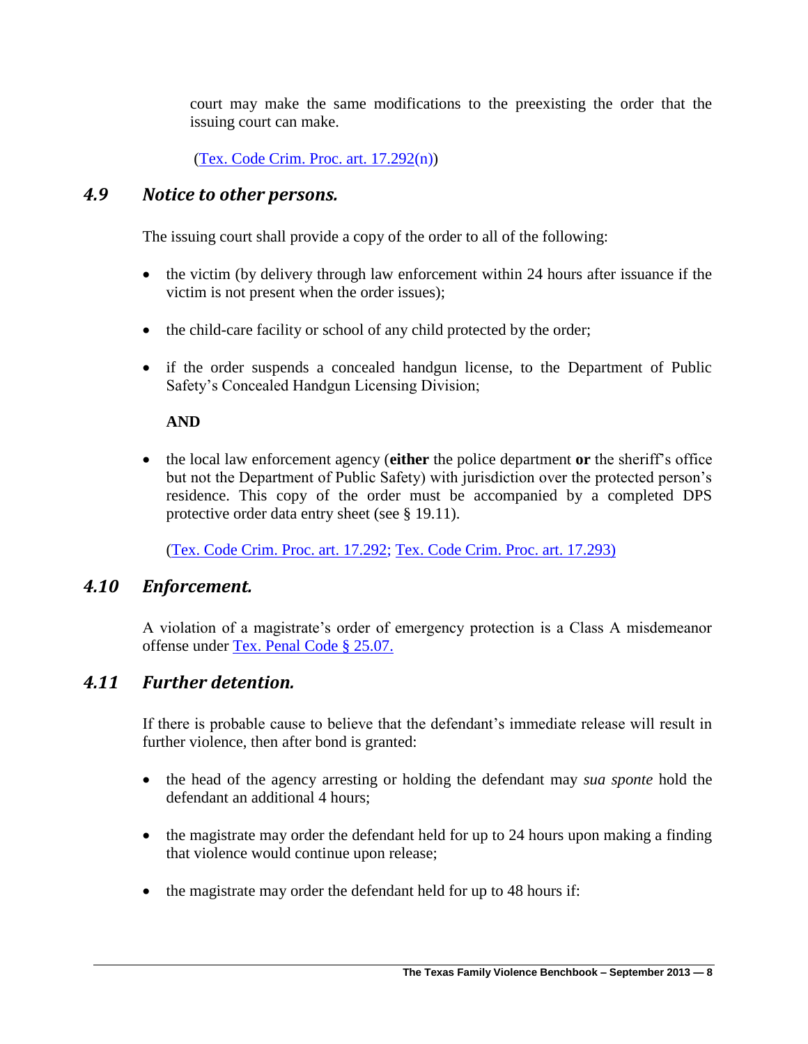court may make the same modifications to the preexisting the order that the issuing court can make.

(Tex. Code Crim. Proc. art. 17.292(n))

## *4.9 Notice to other persons.*

The issuing court shall provide a copy of the order to all of the following:

- the victim (by delivery through law enforcement within 24 hours after issuance if the victim is not present when the order issues);
- the child-care facility or school of any child protected by the order;
- if the order suspends a concealed handgun license, to the Department of Public Safety's Concealed Handgun Licensing Division;

  **AND**

- the local law enforcement agency (**either** the police department **or** the sheriff's office but not the Department of Public Safety) with jurisdiction over the protected person's residence. This copy of the order must be accompanied by a completed DPS protective order data entry sheet (see § 19.11).

  (Tex. Code Crim. Proc. art. 17.292; Tex. Code Crim. Proc. art. 17.293)

## *4.10 Enforcement.*

A violation of a magistrate's order of emergency protection is a Class A misdemeanor offense under Tex. Penal Code § 25.07.

## *4.11 Further detention.*

If there is probable cause to believe that the defendant's immediate release will result in further violence, then after bond is granted:

- the head of the agency arresting or holding the defendant may *sua sponte* hold the defendant an additional 4 hours;
- the magistrate may order the defendant held for up to 24 hours upon making a finding that violence would continue upon release;
- the magistrate may order the defendant held for up to 48 hours if: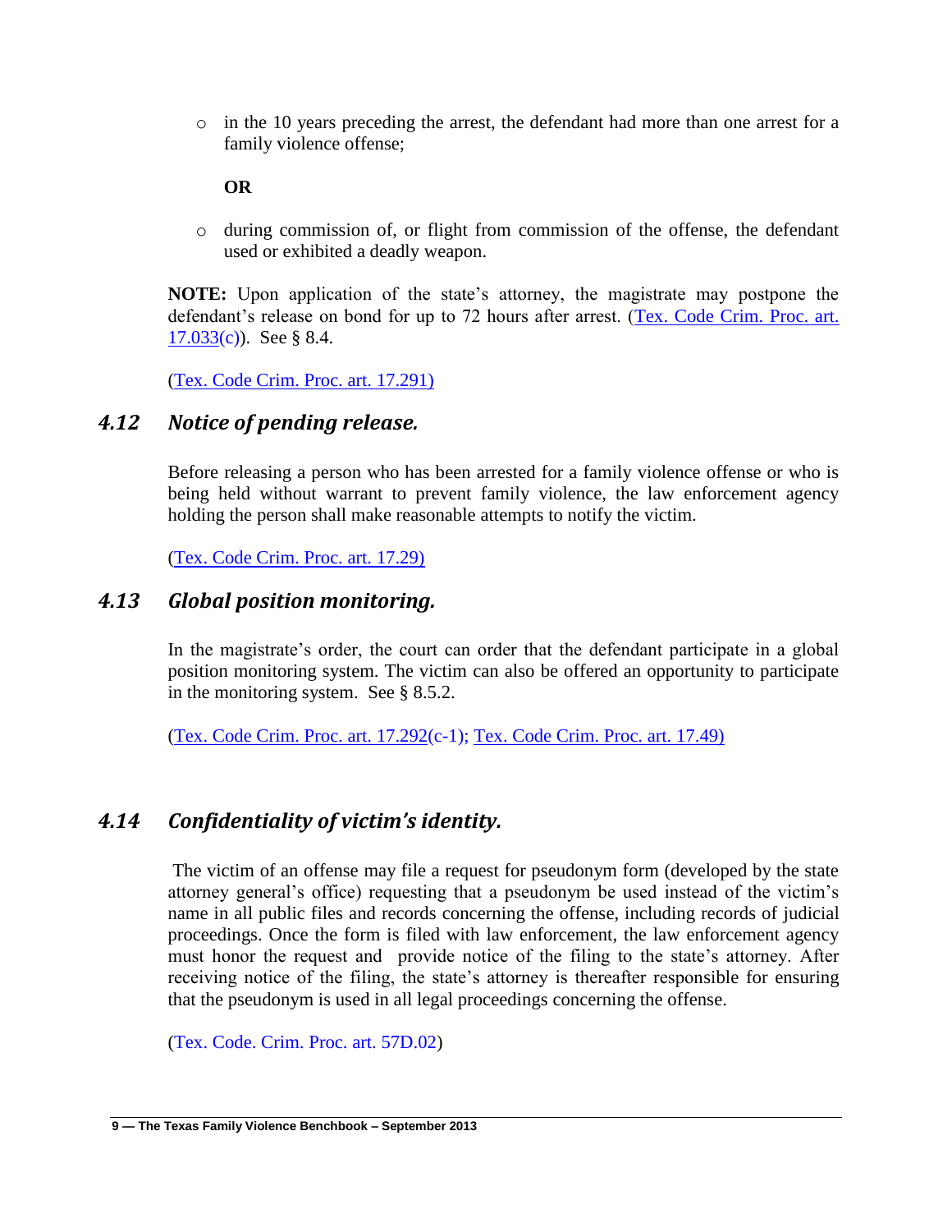- in the 10 years preceding the arrest, the defendant had more than one arrest for a family violence offense;

  **OR**

- during commission of, or flight from commission of the offense, the defendant used or exhibited a deadly weapon.

**NOTE:** Upon application of the state's attorney, the magistrate may postpone the defendant's release on bond for up to 72 hours after arrest. (Tex. Code Crim. Proc. art. 17.033(c)). See § 8.4.

(Tex. Code Crim. Proc. art. 17.291)

## *4.12 Notice of pending release.*

Before releasing a person who has been arrested for a family violence offense or who is being held without warrant to prevent family violence, the law enforcement agency holding the person shall make reasonable attempts to notify the victim.

(Tex. Code Crim. Proc. art. 17.29)

## *4.13 Global position monitoring.*

In the magistrate's order, the court can order that the defendant participate in a global position monitoring system. The victim can also be offered an opportunity to participate in the monitoring system. See § 8.5.2.

(Tex. Code Crim. Proc. art. 17.292(c-1); Tex. Code Crim. Proc. art. 17.49)

## *4.14 Confidentiality of victim's identity.*

The victim of an offense may file a request for pseudonym form (developed by the state attorney general's office) requesting that a pseudonym be used instead of the victim's name in all public files and records concerning the offense, including records of judicial proceedings. Once the form is filed with law enforcement, the law enforcement agency must honor the request and provide notice of the filing to the state's attorney. After receiving notice of the filing, the state's attorney is thereafter responsible for ensuring that the pseudonym is used in all legal proceedings concerning the offense.

(Tex. Code. Crim. Proc. art. 57D.02)